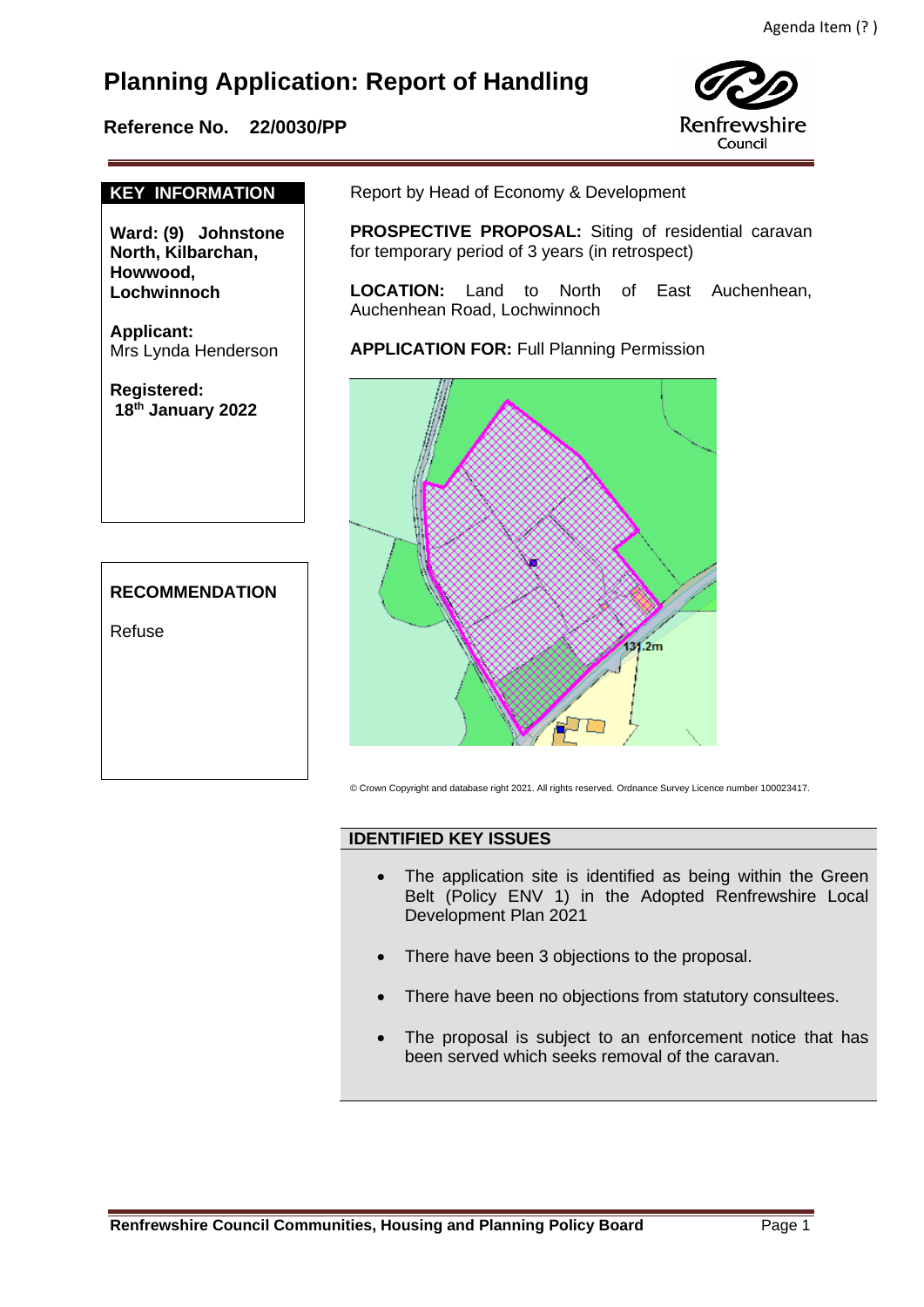Agenda Item (? )

# Planning Application: Report of Handling

**Reference No. 22/0030/PP**

Renfrewshire Council

**KEY INFORMATION**

**Ward: (9) Johnstone North, Kilbarchan, Howwood, Lochwinnoch**

**Applicant:**
Mrs Lynda Henderson

**Registered:**
18th January 2022

**RECOMMENDATION**

Refuse

Report by Head of Economy & Development

**PROSPECTIVE PROPOSAL:** Siting of residential caravan for temporary period of 3 years (in retrospect)

**LOCATION:** Land to North of East Auchenhean, Auchenhean Road, Lochwinnoch

**APPLICATION FOR:** Full Planning Permission

© Crown Copyright and database right 2021. All rights reserved. Ordnance Survey Licence number 100023417.

## IDENTIFIED KEY ISSUES

- The application site is identified as being within the Green Belt (Policy ENV 1) in the Adopted Renfrewshire Local Development Plan 2021
- There have been 3 objections to the proposal.
- There have been no objections from statutory consultees.
- The proposal is subject to an enforcement notice that has been served which seeks removal of the caravan.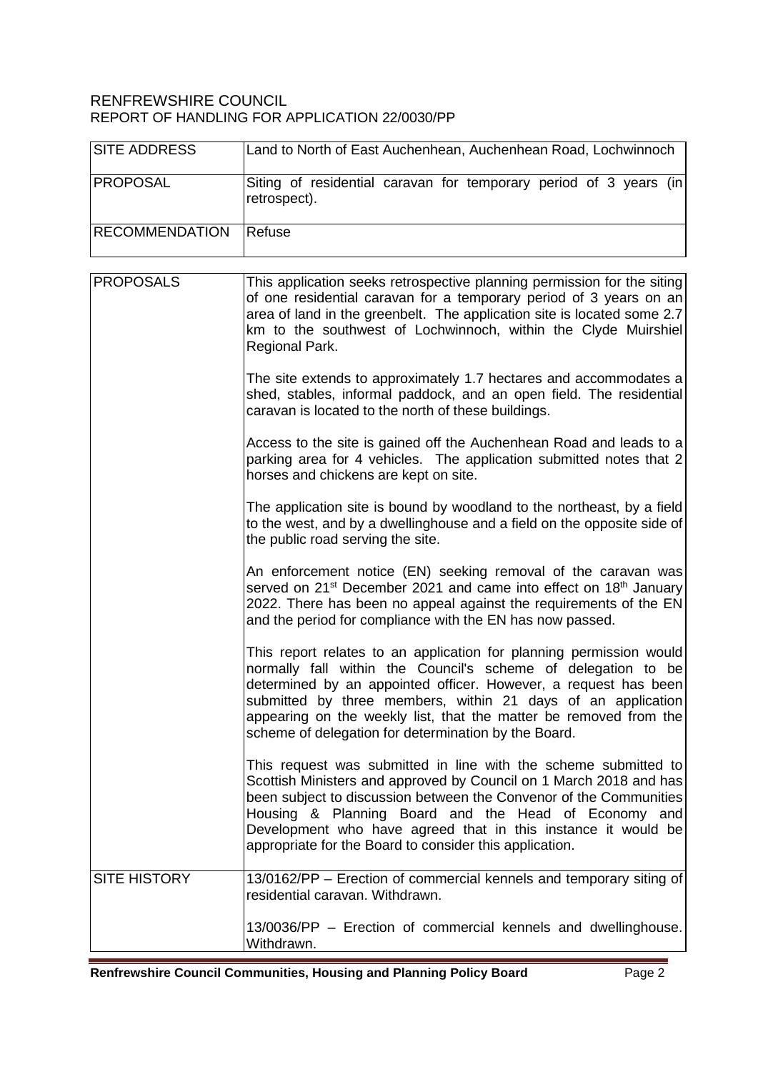RENFREWSHIRE COUNCIL
REPORT OF HANDLING FOR APPLICATION 22/0030/PP

| | |
|---|---|
| SITE ADDRESS | Land to North of East Auchenhean, Auchenhean Road, Lochwinnoch |
| PROPOSAL | Siting of residential caravan for temporary period of 3 years (in retrospect). |
| RECOMMENDATION | Refuse |

| | |
|---|---|
| PROPOSALS | This application seeks retrospective planning permission for the siting of one residential caravan for a temporary period of 3 years on an area of land in the greenbelt. The application site is located some 2.7 km to the southwest of Lochwinnoch, within the Clyde Muirshiel Regional Park.<br><br>The site extends to approximately 1.7 hectares and accommodates a shed, stables, informal paddock, and an open field. The residential caravan is located to the north of these buildings.<br><br>Access to the site is gained off the Auchenhean Road and leads to a parking area for 4 vehicles. The application submitted notes that 2 horses and chickens are kept on site.<br><br>The application site is bound by woodland to the northeast, by a field to the west, and by a dwellinghouse and a field on the opposite side of the public road serving the site.<br><br>An enforcement notice (EN) seeking removal of the caravan was served on 21st December 2021 and came into effect on 18th January 2022. There has been no appeal against the requirements of the EN and the period for compliance with the EN has now passed.<br><br>This report relates to an application for planning permission would normally fall within the Council's scheme of delegation to be determined by an appointed officer. However, a request has been submitted by three members, within 21 days of an application appearing on the weekly list, that the matter be removed from the scheme of delegation for determination by the Board.<br><br>This request was submitted in line with the scheme submitted to Scottish Ministers and approved by Council on 1 March 2018 and has been subject to discussion between the Convenor of the Communities Housing & Planning Board and the Head of Economy and Development who have agreed that in this instance it would be appropriate for the Board to consider this application. |
| SITE HISTORY | 13/0162/PP – Erection of commercial kennels and temporary siting of residential caravan. Withdrawn.<br><br>13/0036/PP – Erection of commercial kennels and dwellinghouse. Withdrawn. |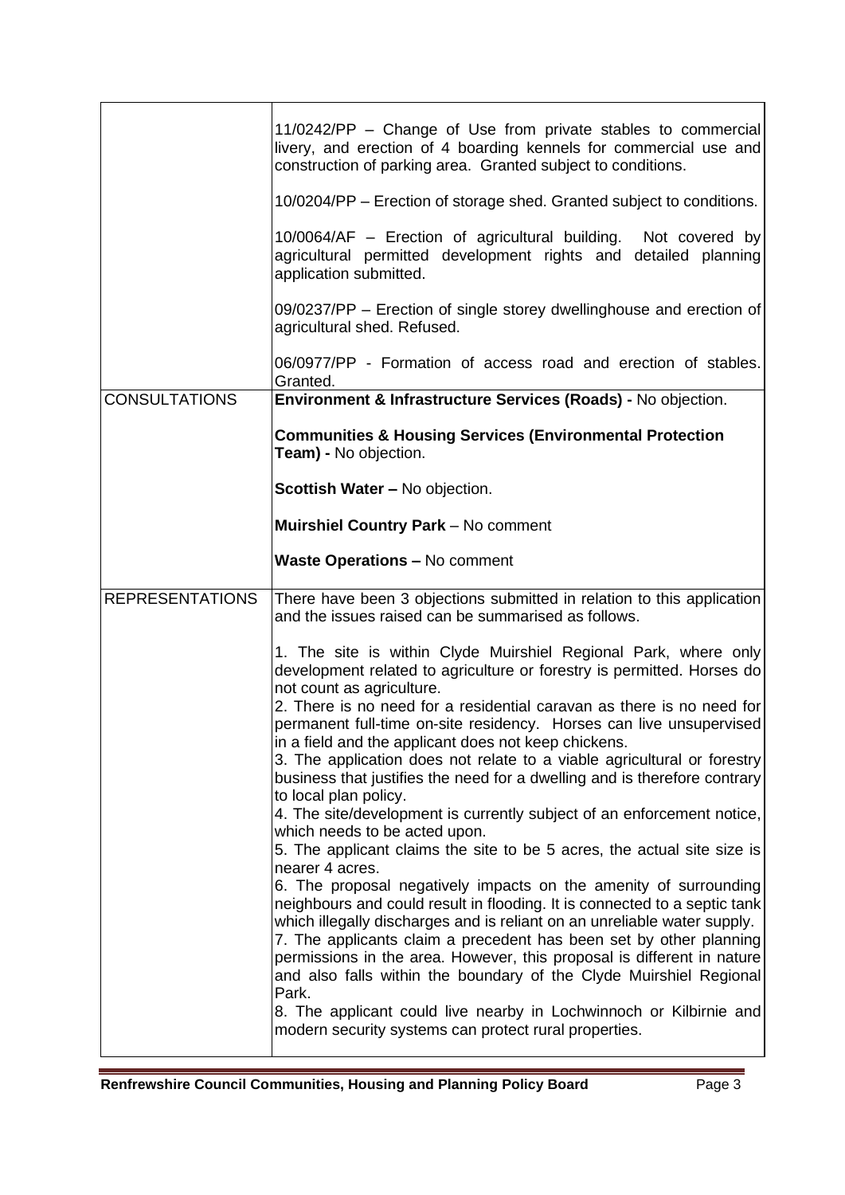| | |
|---|---|
| | 11/0242/PP – Change of Use from private stables to commercial livery, and erection of 4 boarding kennels for commercial use and construction of parking area. Granted subject to conditions.<br><br>10/0204/PP – Erection of storage shed. Granted subject to conditions.<br><br>10/0064/AF – Erection of agricultural building. Not covered by agricultural permitted development rights and detailed planning application submitted.<br><br>09/0237/PP – Erection of single storey dwellinghouse and erection of agricultural shed. Refused.<br><br>06/0977/PP - Formation of access road and erection of stables. Granted. |
| CONSULTATIONS | **Environment & Infrastructure Services (Roads) -** No objection.<br><br>**Communities & Housing Services (Environmental Protection Team) -** No objection.<br><br>**Scottish Water –** No objection.<br><br>**Muirshiel Country Park** – No comment<br><br>**Waste Operations –** No comment |
| REPRESENTATIONS | There have been 3 objections submitted in relation to this application and the issues raised can be summarised as follows.<br><br>1. The site is within Clyde Muirshiel Regional Park, where only development related to agriculture or forestry is permitted. Horses do not count as agriculture.<br>2. There is no need for a residential caravan as there is no need for permanent full-time on-site residency. Horses can live unsupervised in a field and the applicant does not keep chickens.<br>3. The application does not relate to a viable agricultural or forestry business that justifies the need for a dwelling and is therefore contrary to local plan policy.<br>4. The site/development is currently subject of an enforcement notice, which needs to be acted upon.<br>5. The applicant claims the site to be 5 acres, the actual site size is nearer 4 acres.<br>6. The proposal negatively impacts on the amenity of surrounding neighbours and could result in flooding. It is connected to a septic tank which illegally discharges and is reliant on an unreliable water supply.<br>7. The applicants claim a precedent has been set by other planning permissions in the area. However, this proposal is different in nature and also falls within the boundary of the Clyde Muirshiel Regional Park.<br>8. The applicant could live nearby in Lochwinnoch or Kilbirnie and modern security systems can protect rural properties. |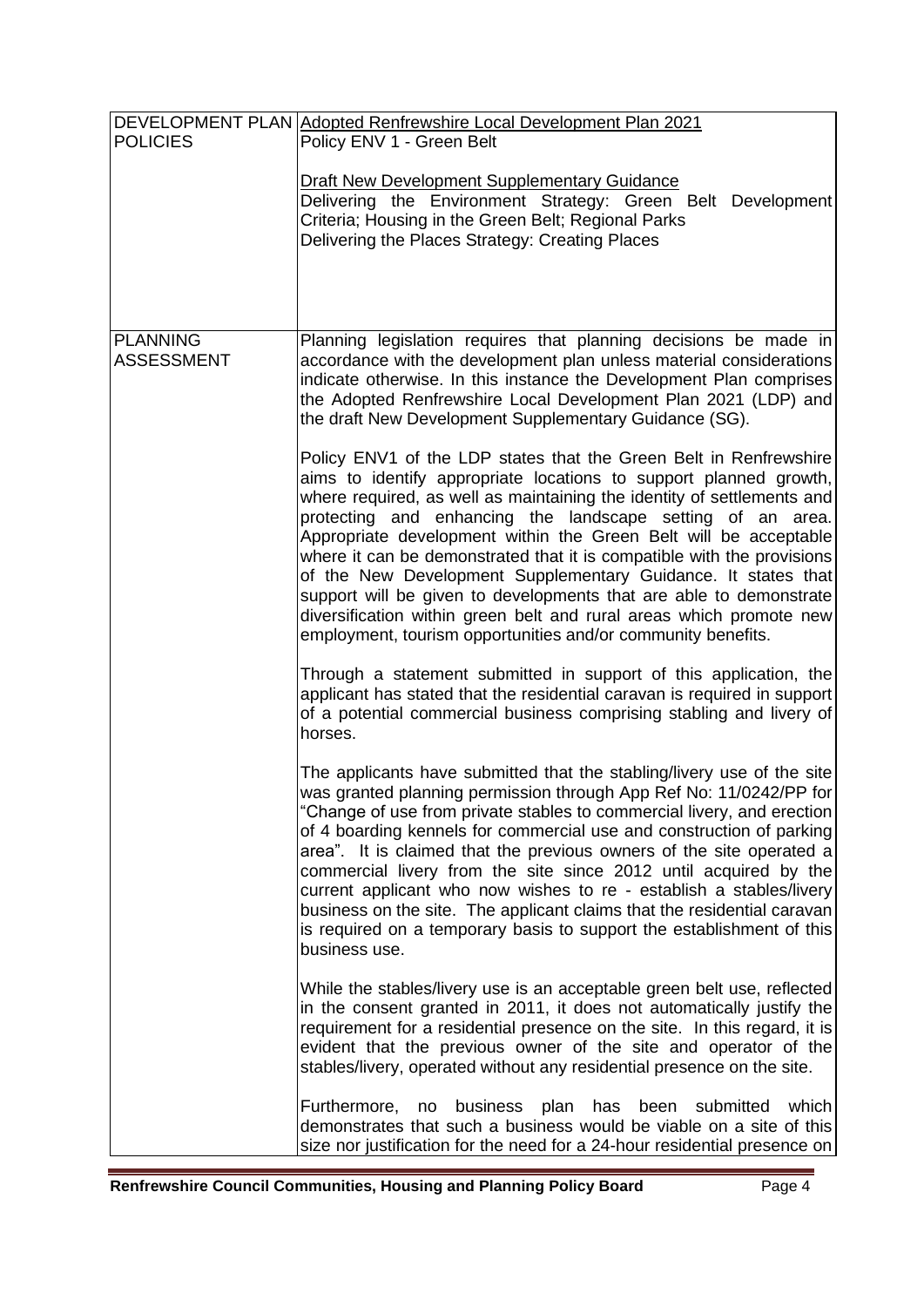| | |
|---|---|
| DEVELOPMENT PLAN POLICIES | Adopted Renfrewshire Local Development Plan 2021<br>Policy ENV 1 - Green Belt<br><br>Draft New Development Supplementary Guidance<br>Delivering the Environment Strategy: Green Belt Development Criteria; Housing in the Green Belt; Regional Parks<br>Delivering the Places Strategy: Creating Places |
| PLANNING ASSESSMENT | Planning legislation requires that planning decisions be made in accordance with the development plan unless material considerations indicate otherwise. In this instance the Development Plan comprises the Adopted Renfrewshire Local Development Plan 2021 (LDP) and the draft New Development Supplementary Guidance (SG).<br><br>Policy ENV1 of the LDP states that the Green Belt in Renfrewshire aims to identify appropriate locations to support planned growth, where required, as well as maintaining the identity of settlements and protecting and enhancing the landscape setting of an area. Appropriate development within the Green Belt will be acceptable where it can be demonstrated that it is compatible with the provisions of the New Development Supplementary Guidance. It states that support will be given to developments that are able to demonstrate diversification within green belt and rural areas which promote new employment, tourism opportunities and/or community benefits.<br><br>Through a statement submitted in support of this application, the applicant has stated that the residential caravan is required in support of a potential commercial business comprising stabling and livery of horses.<br><br>The applicants have submitted that the stabling/livery use of the site was granted planning permission through App Ref No: 11/0242/PP for "Change of use from private stables to commercial livery, and erection of 4 boarding kennels for commercial use and construction of parking area". It is claimed that the previous owners of the site operated a commercial livery from the site since 2012 until acquired by the current applicant who now wishes to re - establish a stables/livery business on the site. The applicant claims that the residential caravan is required on a temporary basis to support the establishment of this business use.<br><br>While the stables/livery use is an acceptable green belt use, reflected in the consent granted in 2011, it does not automatically justify the requirement for a residential presence on the site. In this regard, it is evident that the previous owner of the site and operator of the stables/livery, operated without any residential presence on the site.<br><br>Furthermore, no business plan has been submitted which demonstrates that such a business would be viable on a site of this size nor justification for the need for a 24-hour residential presence on |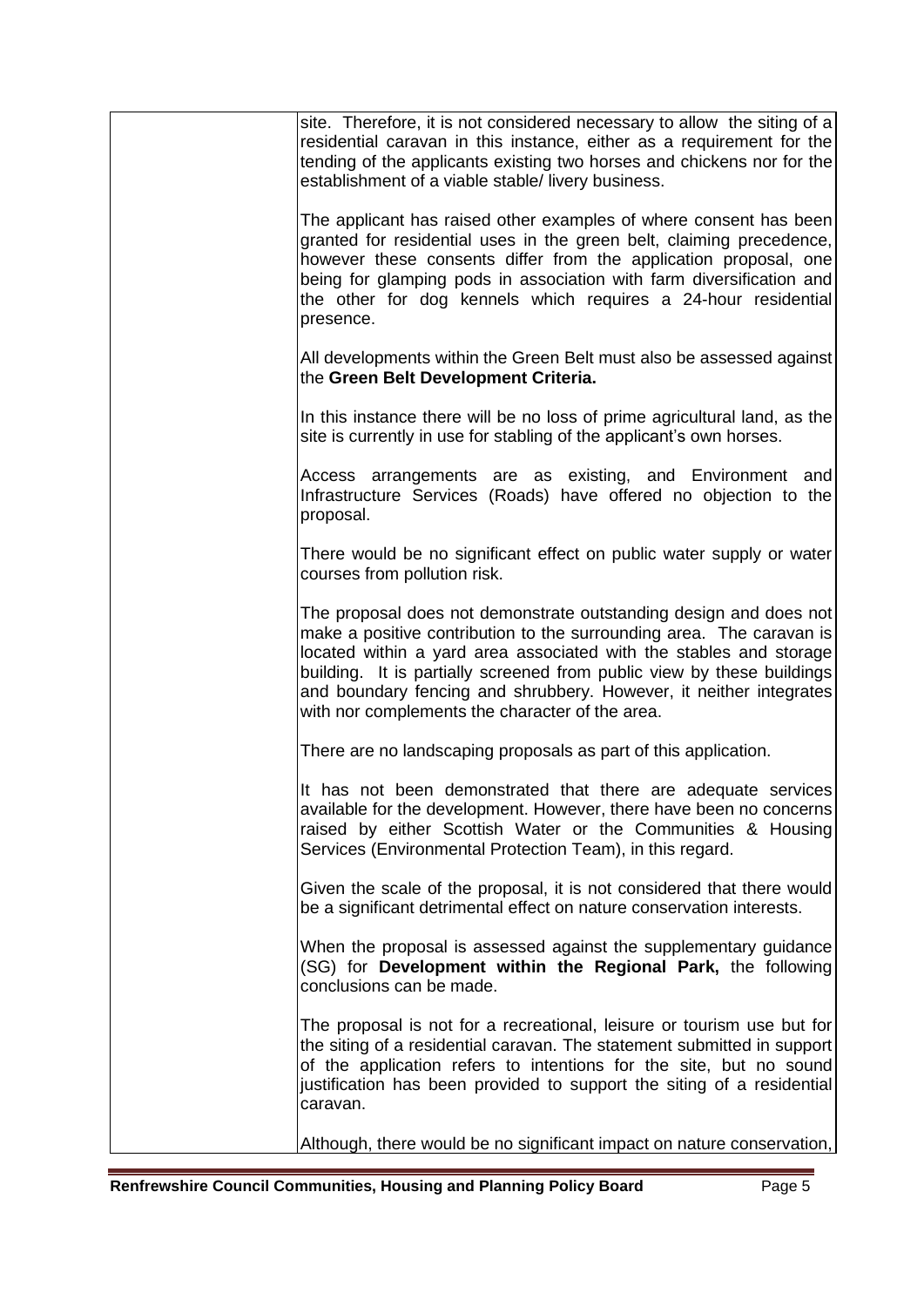site. Therefore, it is not considered necessary to allow the siting of a residential caravan in this instance, either as a requirement for the tending of the applicants existing two horses and chickens nor for the establishment of a viable stable/ livery business.

The applicant has raised other examples of where consent has been granted for residential uses in the green belt, claiming precedence, however these consents differ from the application proposal, one being for glamping pods in association with farm diversification and the other for dog kennels which requires a 24-hour residential presence.

All developments within the Green Belt must also be assessed against the **Green Belt Development Criteria.**

In this instance there will be no loss of prime agricultural land, as the site is currently in use for stabling of the applicant's own horses.

Access arrangements are as existing, and Environment and Infrastructure Services (Roads) have offered no objection to the proposal.

There would be no significant effect on public water supply or water courses from pollution risk.

The proposal does not demonstrate outstanding design and does not make a positive contribution to the surrounding area. The caravan is located within a yard area associated with the stables and storage building. It is partially screened from public view by these buildings and boundary fencing and shrubbery. However, it neither integrates with nor complements the character of the area.

There are no landscaping proposals as part of this application.

It has not been demonstrated that there are adequate services available for the development. However, there have been no concerns raised by either Scottish Water or the Communities & Housing Services (Environmental Protection Team), in this regard.

Given the scale of the proposal, it is not considered that there would be a significant detrimental effect on nature conservation interests.

When the proposal is assessed against the supplementary guidance (SG) for **Development within the Regional Park,** the following conclusions can be made.

The proposal is not for a recreational, leisure or tourism use but for the siting of a residential caravan. The statement submitted in support of the application refers to intentions for the site, but no sound justification has been provided to support the siting of a residential caravan.

Although, there would be no significant impact on nature conservation,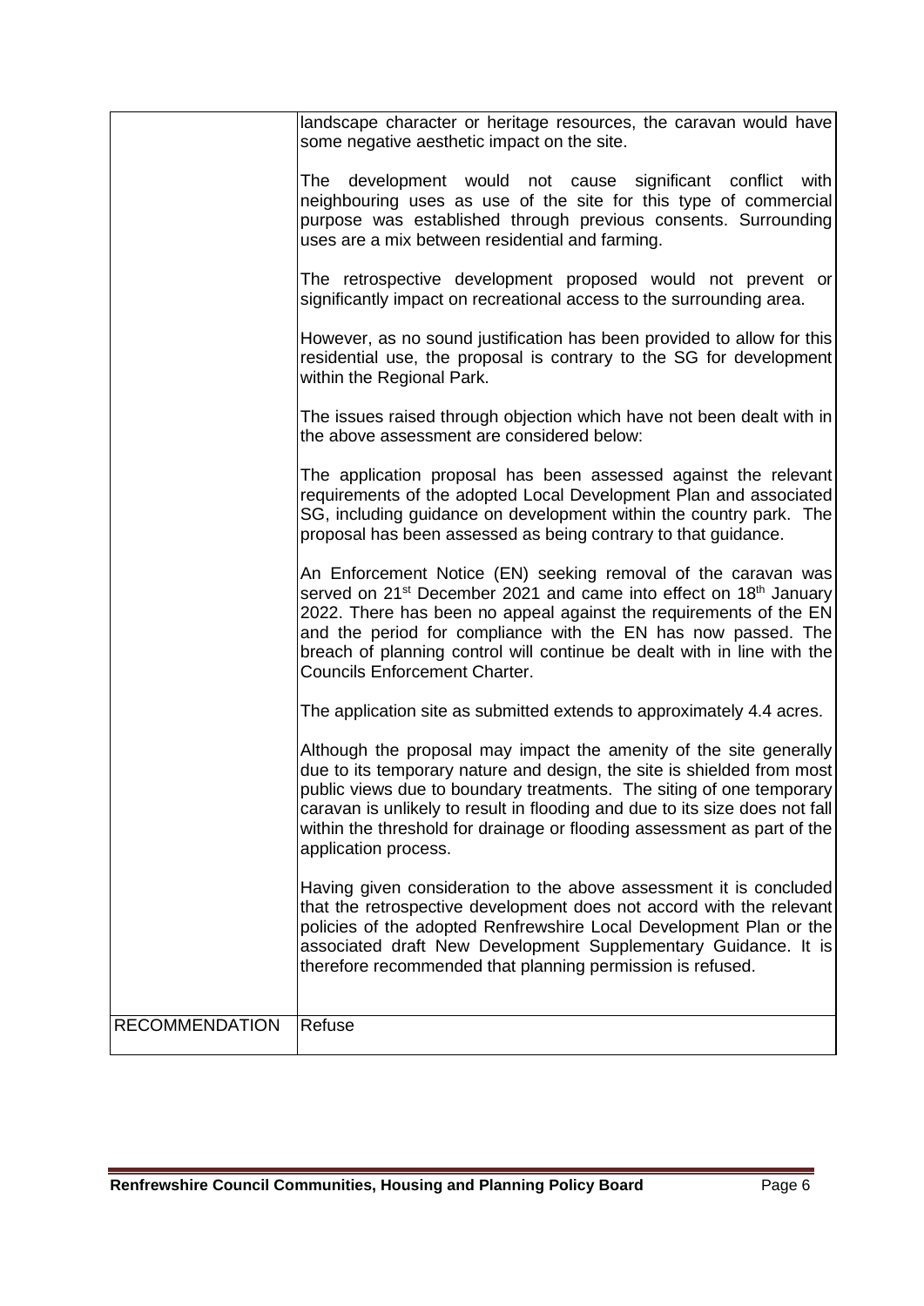| | |
|---|---|
| | landscape character or heritage resources, the caravan would have some negative aesthetic impact on the site.<br><br>The development would not cause significant conflict with neighbouring uses as use of the site for this type of commercial purpose was established through previous consents. Surrounding uses are a mix between residential and farming.<br><br>The retrospective development proposed would not prevent or significantly impact on recreational access to the surrounding area.<br><br>However, as no sound justification has been provided to allow for this residential use, the proposal is contrary to the SG for development within the Regional Park.<br><br>The issues raised through objection which have not been dealt with in the above assessment are considered below:<br><br>The application proposal has been assessed against the relevant requirements of the adopted Local Development Plan and associated SG, including guidance on development within the country park. The proposal has been assessed as being contrary to that guidance.<br><br>An Enforcement Notice (EN) seeking removal of the caravan was served on 21st December 2021 and came into effect on 18th January 2022. There has been no appeal against the requirements of the EN and the period for compliance with the EN has now passed. The breach of planning control will continue be dealt with in line with the Councils Enforcement Charter.<br><br>The application site as submitted extends to approximately 4.4 acres.<br><br>Although the proposal may impact the amenity of the site generally due to its temporary nature and design, the site is shielded from most public views due to boundary treatments. The siting of one temporary caravan is unlikely to result in flooding and due to its size does not fall within the threshold for drainage or flooding assessment as part of the application process.<br><br>Having given consideration to the above assessment it is concluded that the retrospective development does not accord with the relevant policies of the adopted Renfrewshire Local Development Plan or the associated draft New Development Supplementary Guidance. It is therefore recommended that planning permission is refused. |
| RECOMMENDATION | Refuse |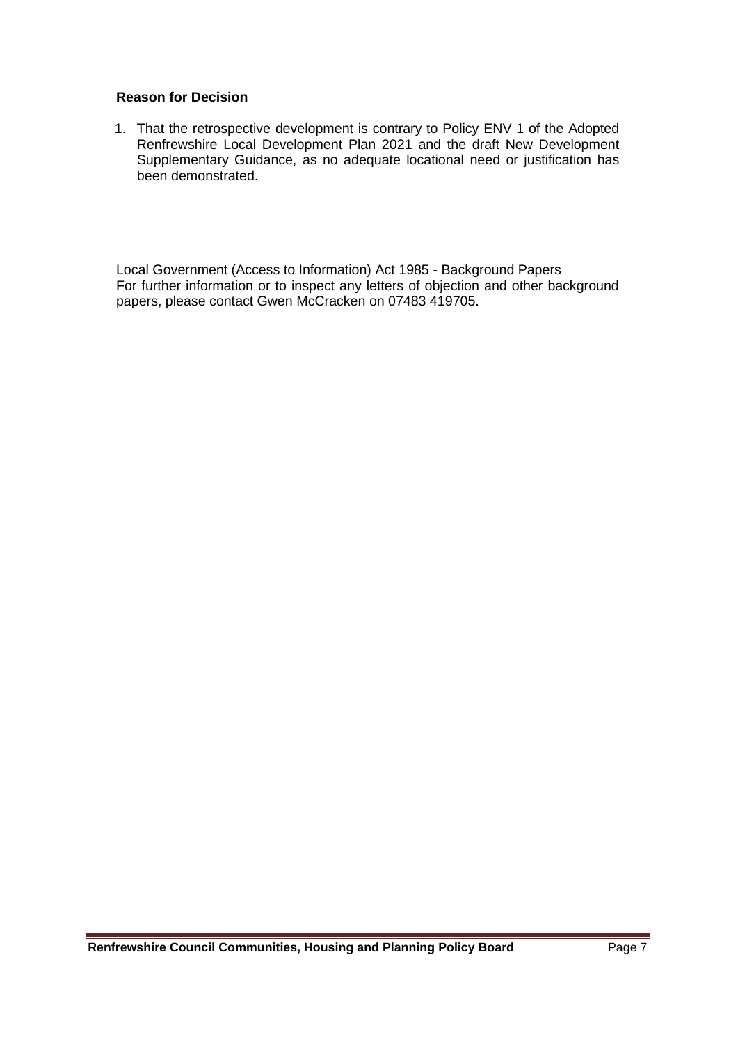**Reason for Decision**

1. That the retrospective development is contrary to Policy ENV 1 of the Adopted Renfrewshire Local Development Plan 2021 and the draft New Development Supplementary Guidance, as no adequate locational need or justification has been demonstrated.

Local Government (Access to Information) Act 1985 - Background Papers
For further information or to inspect any letters of objection and other background papers, please contact Gwen McCracken on 07483 419705.